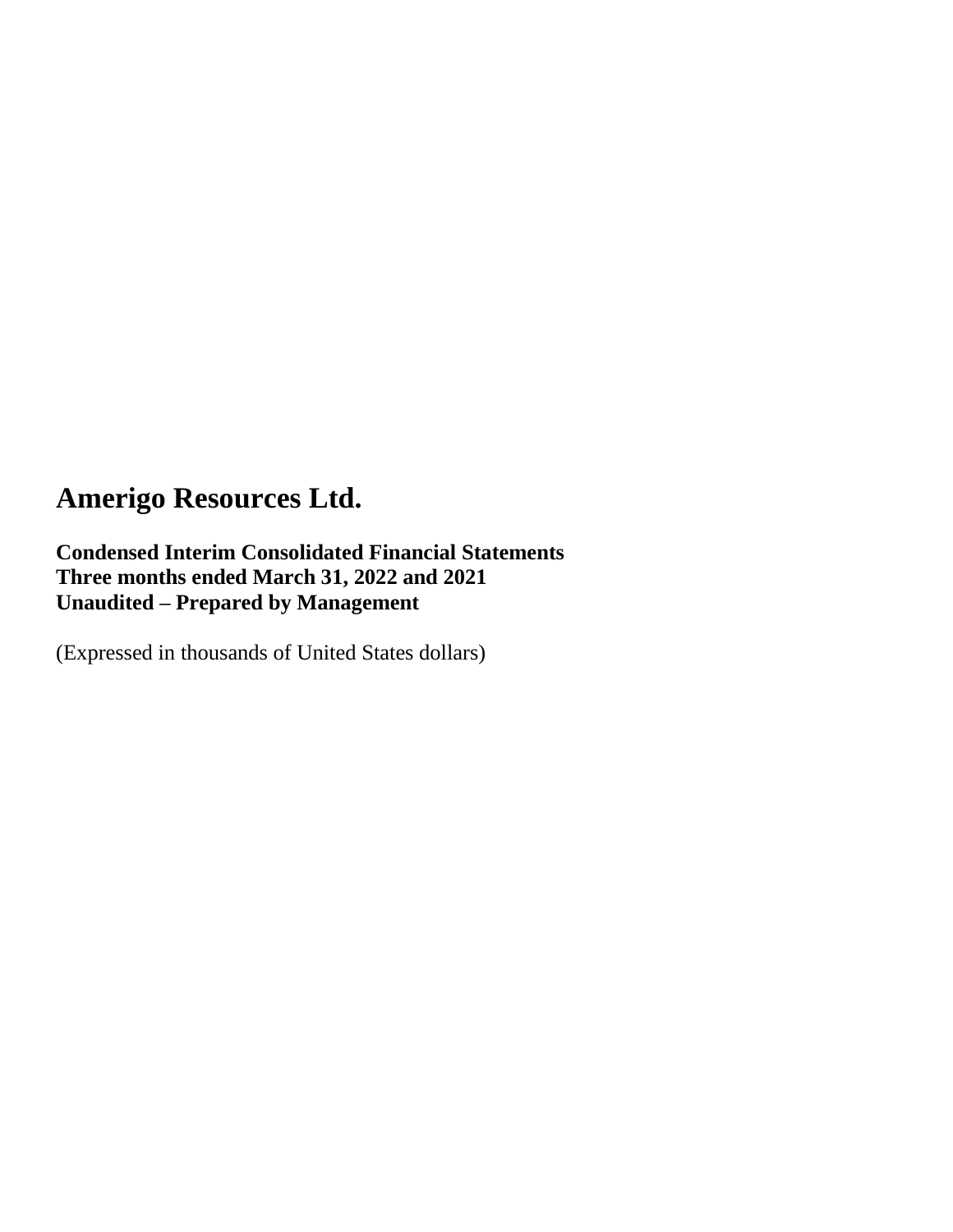# Amerigo Resources Ltd.

**Condensed Interim Consolidated Financial Statements**
**Three months ended March 31, 2022 and 2021**
**Unaudited – Prepared by Management**

(Expressed in thousands of United States dollars)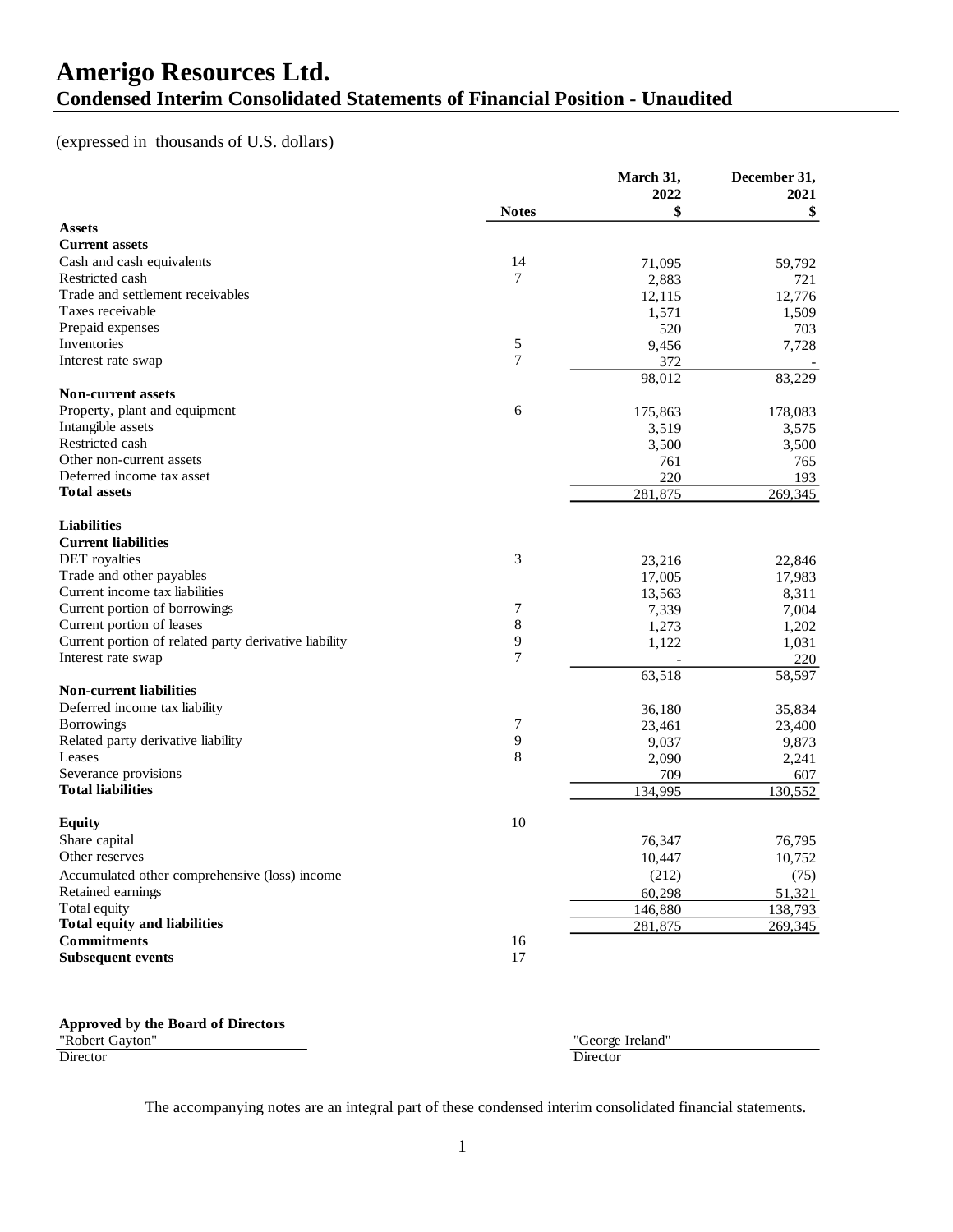# Amerigo Resources Ltd.

## Condensed Interim Consolidated Statements of Financial Position - Unaudited

(expressed in thousands of U.S. dollars)

| | Notes | March 31, 2022 $ | December 31, 2021 $ |
|---|---|---|---|
| **Assets** | | | |
| **Current assets** | | | |
| Cash and cash equivalents | 14 | 71,095 | 59,792 |
| Restricted cash | 7 | 2,883 | 721 |
| Trade and settlement receivables | | 12,115 | 12,776 |
| Taxes receivable | | 1,571 | 1,509 |
| Prepaid expenses | | 520 | 703 |
| Inventories | 5 | 9,456 | 7,728 |
| Interest rate swap | 7 | 372 | - |
| | | 98,012 | 83,229 |
| **Non-current assets** | | | |
| Property, plant and equipment | 6 | 175,863 | 178,083 |
| Intangible assets | | 3,519 | 3,575 |
| Restricted cash | | 3,500 | 3,500 |
| Other non-current assets | | 761 | 765 |
| Deferred income tax asset | | 220 | 193 |
| **Total assets** | | 281,875 | 269,345 |
| **Liabilities** | | | |
| **Current liabilities** | | | |
| DET royalties | 3 | 23,216 | 22,846 |
| Trade and other payables | | 17,005 | 17,983 |
| Current income tax liabilities | | 13,563 | 8,311 |
| Current portion of borrowings | 7 | 7,339 | 7,004 |
| Current portion of leases | 8 | 1,273 | 1,202 |
| Current portion of related party derivative liability | 9 | 1,122 | 1,031 |
| Interest rate swap | 7 | - | 220 |
| | | 63,518 | 58,597 |
| **Non-current liabilities** | | | |
| Deferred income tax liability | | 36,180 | 35,834 |
| Borrowings | 7 | 23,461 | 23,400 |
| Related party derivative liability | 9 | 9,037 | 9,873 |
| Leases | 8 | 2,090 | 2,241 |
| Severance provisions | | 709 | 607 |
| **Total liabilities** | | 134,995 | 130,552 |
| **Equity** | 10 | | |
| Share capital | | 76,347 | 76,795 |
| Other reserves | | 10,447 | 10,752 |
| Accumulated other comprehensive (loss) income | | (212) | (75) |
| Retained earnings | | 60,298 | 51,321 |
| Total equity | | 146,880 | 138,793 |
| **Total equity and liabilities** | | 281,875 | 269,345 |
| **Commitments** | 16 | | |
| **Subsequent events** | 17 | | |

**Approved by the Board of Directors**

"Robert Gayton"
Director

"George Ireland"
Director

The accompanying notes are an integral part of these condensed interim consolidated financial statements.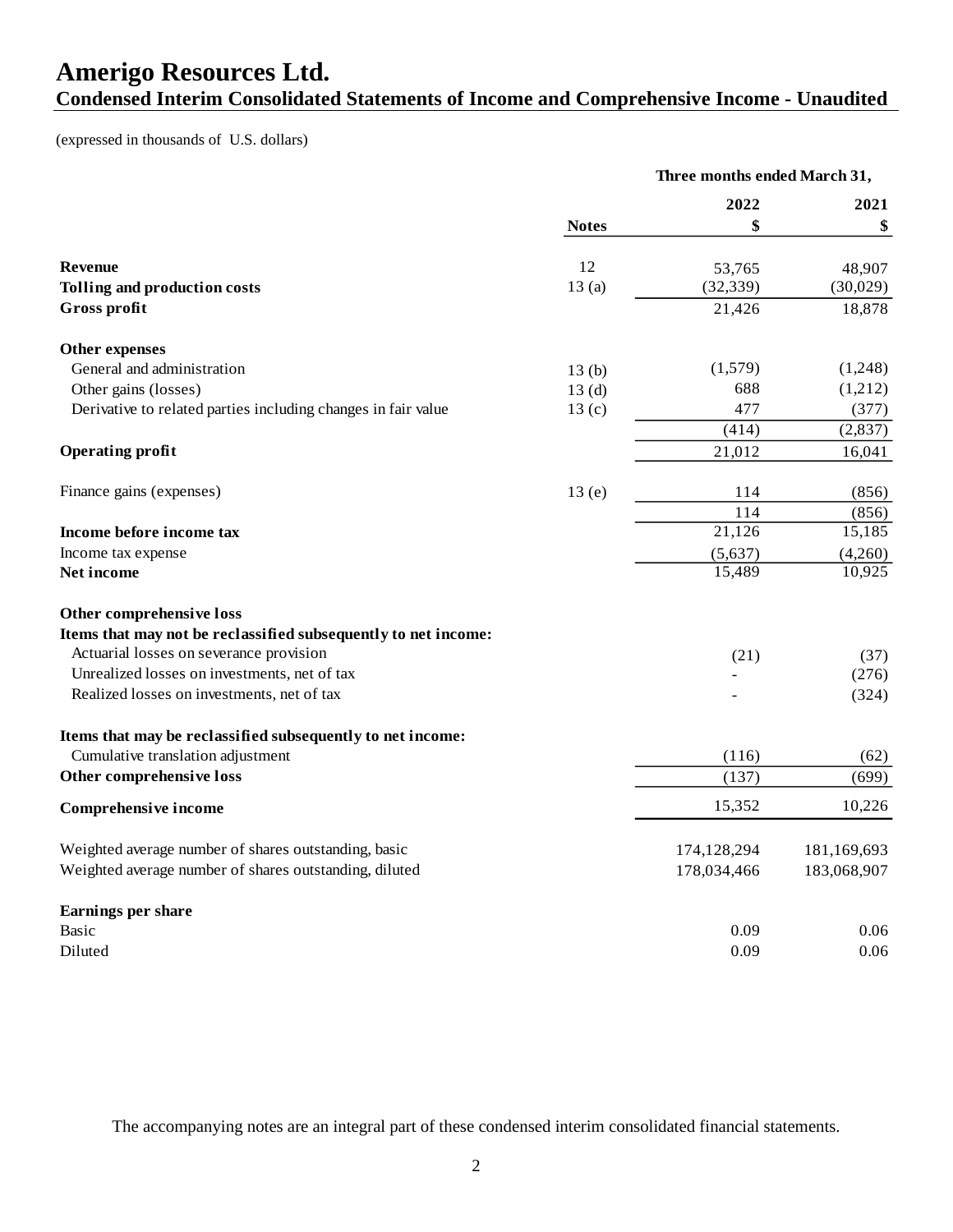# Amerigo Resources Ltd.

## Condensed Interim Consolidated Statements of Income and Comprehensive Income - Unaudited

(expressed in thousands of U.S. dollars)

| | | Three months ended March 31, | |
|---|---|---|---|
| | | 2022 | 2021 |
| | **Notes** | **$** | **$** |
| **Revenue** | 12 | 53,765 | 48,907 |
| **Tolling and production costs** | 13 (a) | (32,339) | (30,029) |
| **Gross profit** | | 21,426 | 18,878 |
| **Other expenses** | | | |
| General and administration | 13 (b) | (1,579) | (1,248) |
| Other gains (losses) | 13 (d) | 688 | (1,212) |
| Derivative to related parties including changes in fair value | 13 (c) | 477 | (377) |
| | | (414) | (2,837) |
| **Operating profit** | | 21,012 | 16,041 |
| Finance gains (expenses) | 13 (e) | 114 | (856) |
| | | 114 | (856) |
| **Income before income tax** | | 21,126 | 15,185 |
| Income tax expense | | (5,637) | (4,260) |
| **Net income** | | 15,489 | 10,925 |
| **Other comprehensive loss** | | | |
| **Items that may not be reclassified subsequently to net income:** | | | |
| Actuarial losses on severance provision | | (21) | (37) |
| Unrealized losses on investments, net of tax | | - | (276) |
| Realized losses on investments, net of tax | | - | (324) |
| **Items that may be reclassified subsequently to net income:** | | | |
| Cumulative translation adjustment | | (116) | (62) |
| **Other comprehensive loss** | | (137) | (699) |
| **Comprehensive income** | | 15,352 | 10,226 |
| Weighted average number of shares outstanding, basic | | 174,128,294 | 181,169,693 |
| Weighted average number of shares outstanding, diluted | | 178,034,466 | 183,068,907 |
| **Earnings per share** | | | |
| Basic | | 0.09 | 0.06 |
| Diluted | | 0.09 | 0.06 |

The accompanying notes are an integral part of these condensed interim consolidated financial statements.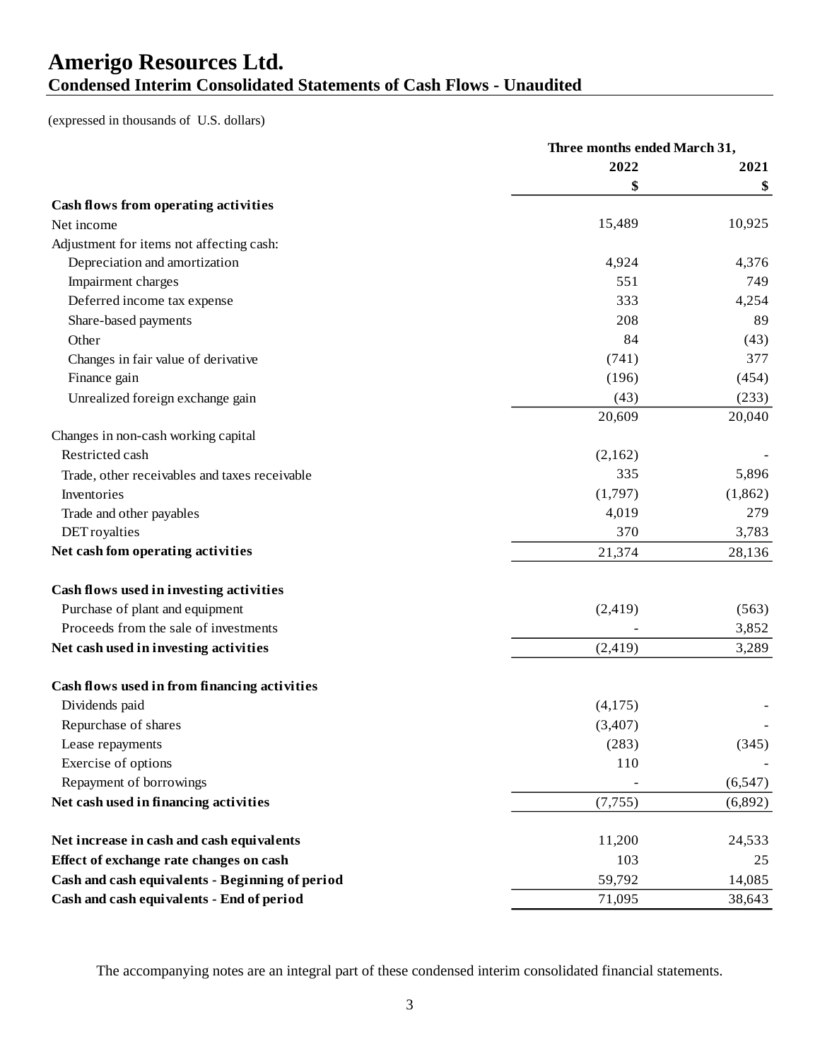# Amerigo Resources Ltd.

## Condensed Interim Consolidated Statements of Cash Flows - Unaudited

(expressed in thousands of U.S. dollars)

| | Three months ended March 31, | |
|---|---|---|
| | 2022 | 2021 |
| | $ | $ |
| **Cash flows from operating activities** | | |
| Net income | 15,489 | 10,925 |
| Adjustment for items not affecting cash: | | |
| Depreciation and amortization | 4,924 | 4,376 |
| Impairment charges | 551 | 749 |
| Deferred income tax expense | 333 | 4,254 |
| Share-based payments | 208 | 89 |
| Other | 84 | (43) |
| Changes in fair value of derivative | (741) | 377 |
| Finance gain | (196) | (454) |
| Unrealized foreign exchange gain | (43) | (233) |
| | 20,609 | 20,040 |
| Changes in non-cash working capital | | |
| Restricted cash | (2,162) | - |
| Trade, other receivables and taxes receivable | 335 | 5,896 |
| Inventories | (1,797) | (1,862) |
| Trade and other payables | 4,019 | 279 |
| DET royalties | 370 | 3,783 |
| **Net cash fom operating activities** | 21,374 | 28,136 |
| | | |
| **Cash flows used in investing activities** | | |
| Purchase of plant and equipment | (2,419) | (563) |
| Proceeds from the sale of investments | - | 3,852 |
| **Net cash used in investing activities** | (2,419) | 3,289 |
| | | |
| **Cash flows used in from financing activities** | | |
| Dividends paid | (4,175) | - |
| Repurchase of shares | (3,407) | - |
| Lease repayments | (283) | (345) |
| Exercise of options | 110 | - |
| Repayment of borrowings | - | (6,547) |
| **Net cash used in financing activities** | (7,755) | (6,892) |
| | | |
| **Net increase in cash and cash equivalents** | 11,200 | 24,533 |
| **Effect of exchange rate changes on cash** | 103 | 25 |
| **Cash and cash equivalents - Beginning of period** | 59,792 | 14,085 |
| **Cash and cash equivalents - End of period** | 71,095 | 38,643 |

The accompanying notes are an integral part of these condensed interim consolidated financial statements.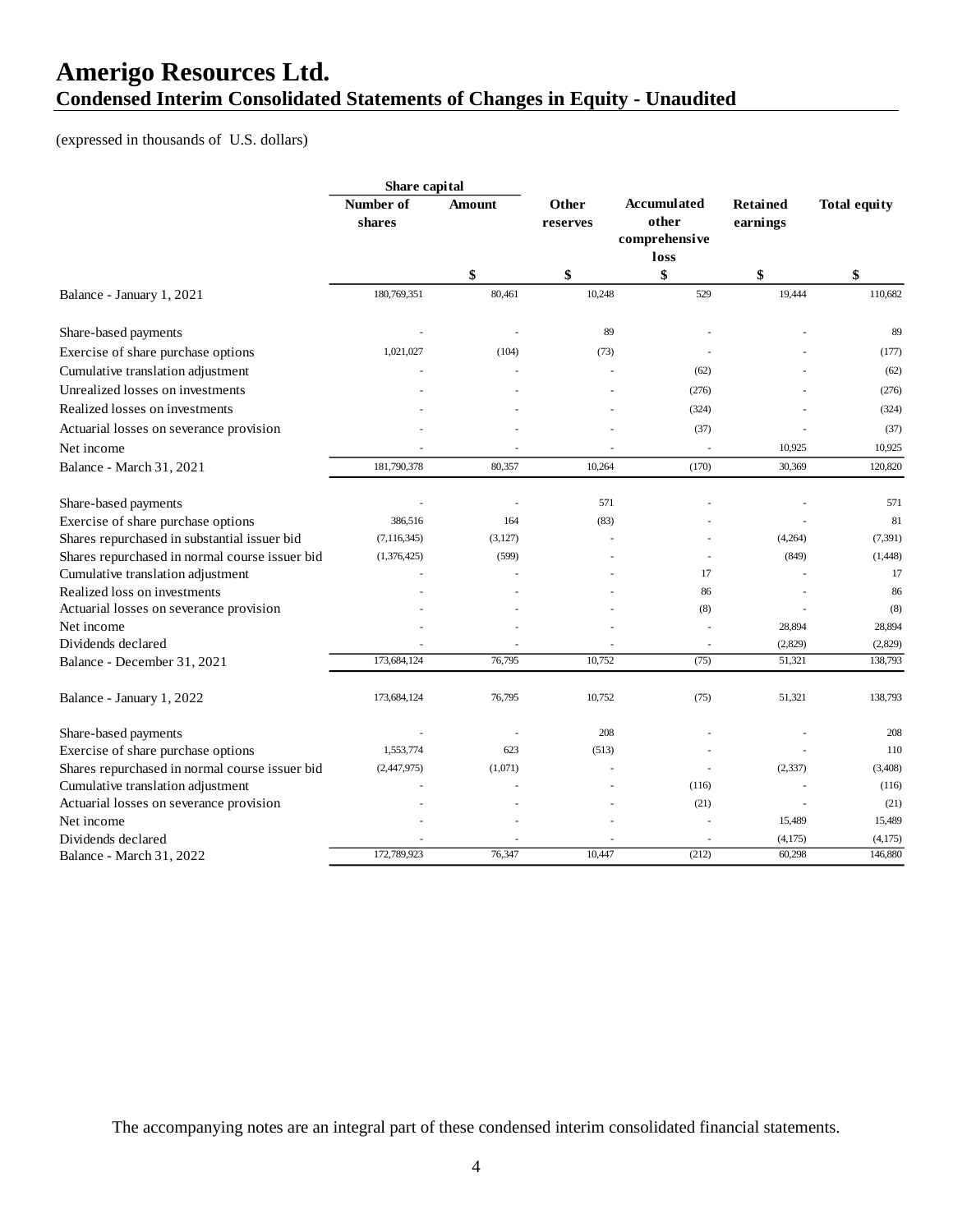# Amerigo Resources Ltd.

## Condensed Interim Consolidated Statements of Changes in Equity - Unaudited

(expressed in thousands of U.S. dollars)

| | Share capital | | | | | |
|---|---|---|---|---|---|---|
| | Number of shares | Amount | Other reserves | Accumulated other comprehensive loss | Retained earnings | Total equity |
| | | $ | $ | $ | $ | $ |
| Balance - January 1, 2021 | 180,769,351 | 80,461 | 10,248 | 529 | 19,444 | 110,682 |
| Share-based payments | - | - | 89 | - | - | 89 |
| Exercise of share purchase options | 1,021,027 | (104) | (73) | - | - | (177) |
| Cumulative translation adjustment | - | - | - | (62) | - | (62) |
| Unrealized losses on investments | - | - | - | (276) | - | (276) |
| Realized losses on investments | - | - | - | (324) | - | (324) |
| Actuarial losses on severance provision | - | - | - | (37) | - | (37) |
| Net income | - | - | - | - | 10,925 | 10,925 |
| Balance - March 31, 2021 | 181,790,378 | 80,357 | 10,264 | (170) | 30,369 | 120,820 |
| Share-based payments | - | - | 571 | - | - | 571 |
| Exercise of share purchase options | 386,516 | 164 | (83) | - | - | 81 |
| Shares repurchased in substantial issuer bid | (7,116,345) | (3,127) | - | - | (4,264) | (7,391) |
| Shares repurchased in normal course issuer bid | (1,376,425) | (599) | - | - | (849) | (1,448) |
| Cumulative translation adjustment | - | - | - | 17 | - | 17 |
| Realized loss on investments | - | - | - | 86 | - | 86 |
| Actuarial losses on severance provision | - | - | - | (8) | - | (8) |
| Net income | - | - | - | - | 28,894 | 28,894 |
| Dividends declared | - | - | - | - | (2,829) | (2,829) |
| Balance - December 31, 2021 | 173,684,124 | 76,795 | 10,752 | (75) | 51,321 | 138,793 |
| Balance - January 1, 2022 | 173,684,124 | 76,795 | 10,752 | (75) | 51,321 | 138,793 |
| Share-based payments | - | - | 208 | - | - | 208 |
| Exercise of share purchase options | 1,553,774 | 623 | (513) | - | - | 110 |
| Shares repurchased in normal course issuer bid | (2,447,975) | (1,071) | - | - | (2,337) | (3,408) |
| Cumulative translation adjustment | - | - | - | (116) | - | (116) |
| Actuarial losses on severance provision | - | - | - | (21) | - | (21) |
| Net income | - | - | - | - | 15,489 | 15,489 |
| Dividends declared | - | - | - | - | (4,175) | (4,175) |
| Balance - March 31, 2022 | 172,789,923 | 76,347 | 10,447 | (212) | 60,298 | 146,880 |

The accompanying notes are an integral part of these condensed interim consolidated financial statements.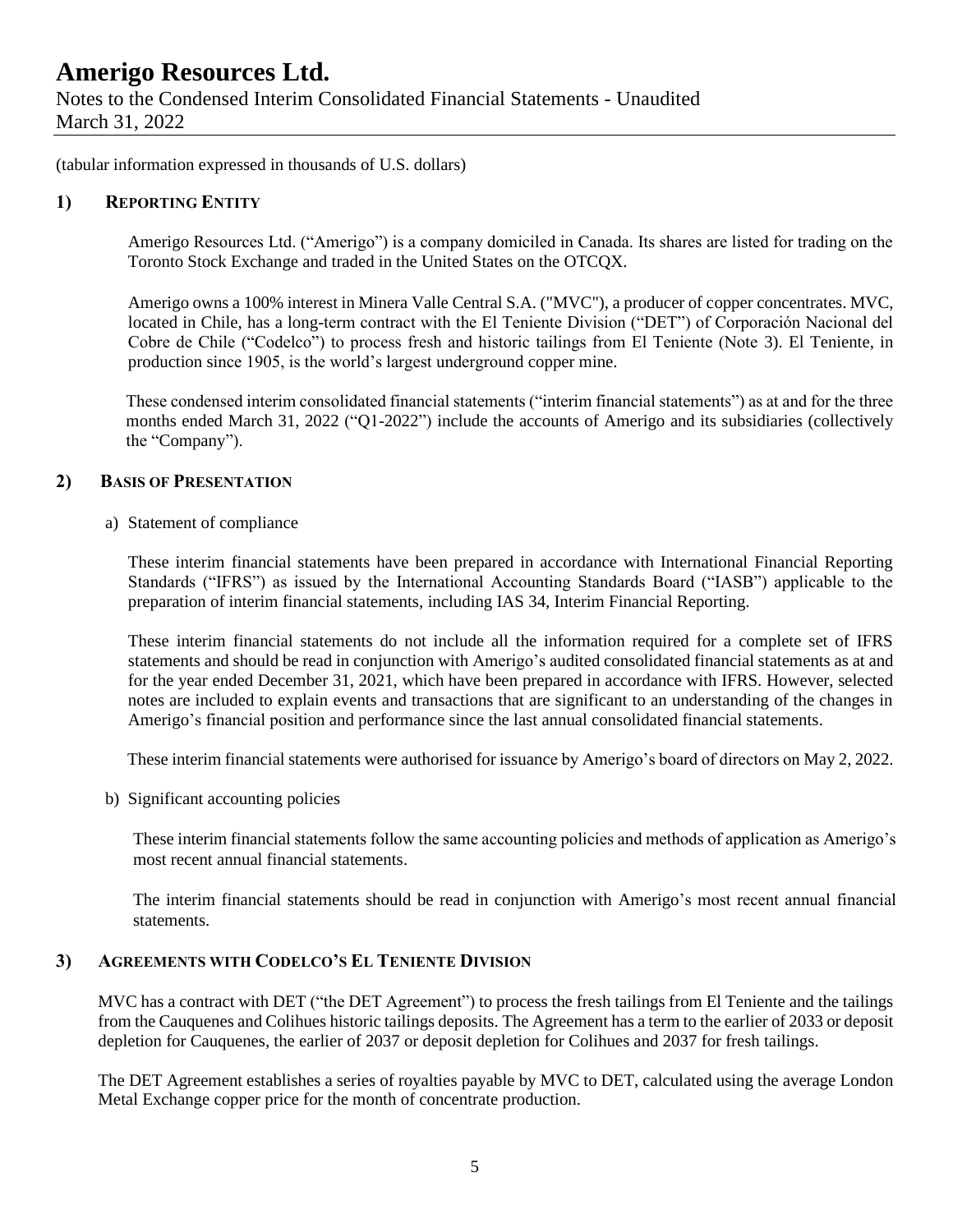(tabular information expressed in thousands of U.S. dollars)

## 1) Reporting Entity

Amerigo Resources Ltd. ("Amerigo") is a company domiciled in Canada. Its shares are listed for trading on the Toronto Stock Exchange and traded in the United States on the OTCQX.

Amerigo owns a 100% interest in Minera Valle Central S.A. ("MVC"), a producer of copper concentrates. MVC, located in Chile, has a long-term contract with the El Teniente Division ("DET") of Corporación Nacional del Cobre de Chile ("Codelco") to process fresh and historic tailings from El Teniente (Note 3). El Teniente, in production since 1905, is the world's largest underground copper mine.

These condensed interim consolidated financial statements ("interim financial statements") as at and for the three months ended March 31, 2022 ("Q1-2022") include the accounts of Amerigo and its subsidiaries (collectively the "Company").

## 2) Basis of Presentation

a) Statement of compliance

These interim financial statements have been prepared in accordance with International Financial Reporting Standards ("IFRS") as issued by the International Accounting Standards Board ("IASB") applicable to the preparation of interim financial statements, including IAS 34, Interim Financial Reporting.

These interim financial statements do not include all the information required for a complete set of IFRS statements and should be read in conjunction with Amerigo's audited consolidated financial statements as at and for the year ended December 31, 2021, which have been prepared in accordance with IFRS. However, selected notes are included to explain events and transactions that are significant to an understanding of the changes in Amerigo's financial position and performance since the last annual consolidated financial statements.

These interim financial statements were authorised for issuance by Amerigo's board of directors on May 2, 2022.

b) Significant accounting policies

These interim financial statements follow the same accounting policies and methods of application as Amerigo's most recent annual financial statements.

The interim financial statements should be read in conjunction with Amerigo's most recent annual financial statements.

## 3) Agreements with Codelco's El Teniente Division

MVC has a contract with DET ("the DET Agreement") to process the fresh tailings from El Teniente and the tailings from the Cauquenes and Colihues historic tailings deposits. The Agreement has a term to the earlier of 2033 or deposit depletion for Cauquenes, the earlier of 2037 or deposit depletion for Colihues and 2037 for fresh tailings.

The DET Agreement establishes a series of royalties payable by MVC to DET, calculated using the average London Metal Exchange copper price for the month of concentrate production.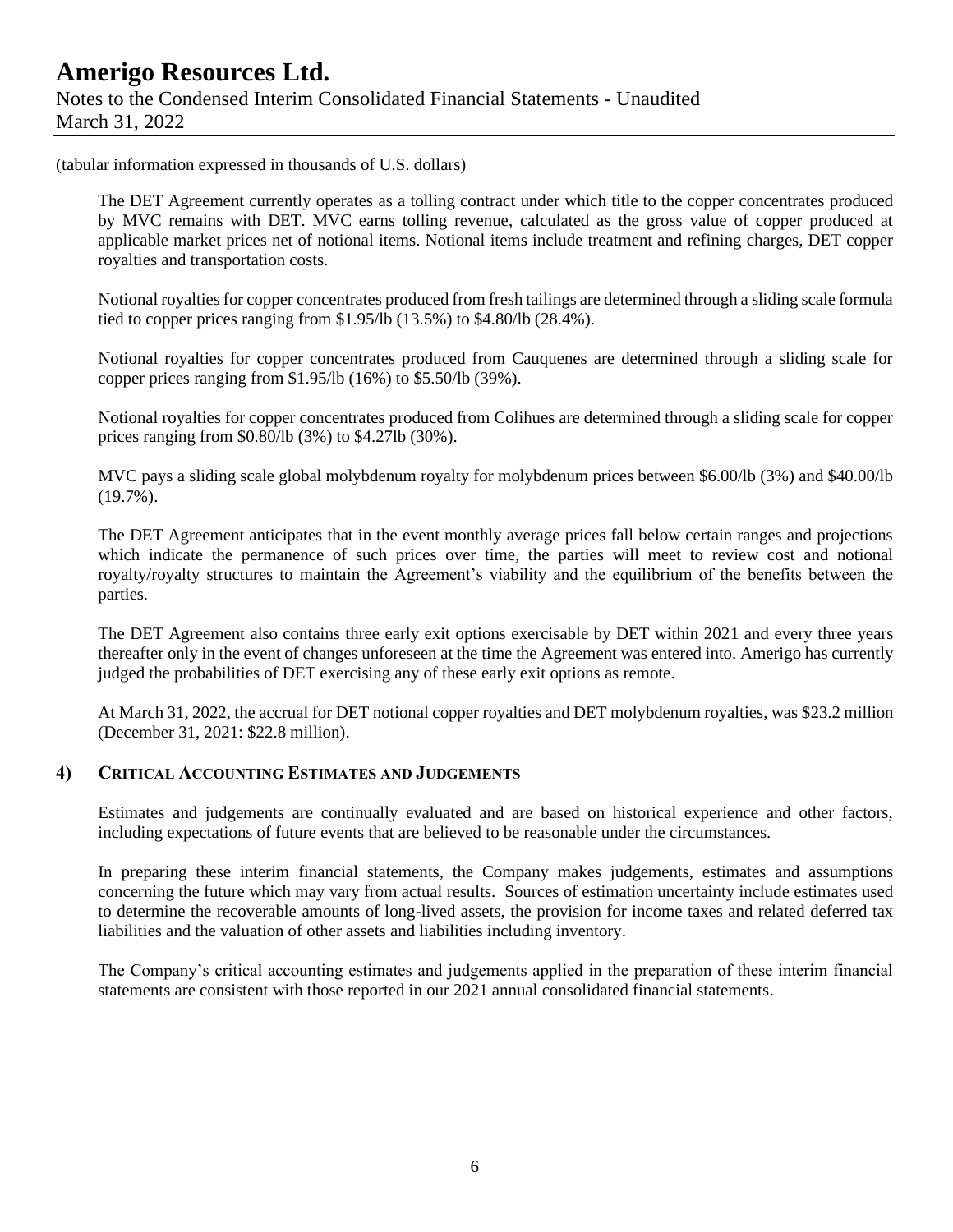(tabular information expressed in thousands of U.S. dollars)

The DET Agreement currently operates as a tolling contract under which title to the copper concentrates produced by MVC remains with DET. MVC earns tolling revenue, calculated as the gross value of copper produced at applicable market prices net of notional items. Notional items include treatment and refining charges, DET copper royalties and transportation costs.

Notional royalties for copper concentrates produced from fresh tailings are determined through a sliding scale formula tied to copper prices ranging from $1.95/lb (13.5%) to $4.80/lb (28.4%).

Notional royalties for copper concentrates produced from Cauquenes are determined through a sliding scale for copper prices ranging from $1.95/lb (16%) to $5.50/lb (39%).

Notional royalties for copper concentrates produced from Colihues are determined through a sliding scale for copper prices ranging from $0.80/lb (3%) to $4.27lb (30%).

MVC pays a sliding scale global molybdenum royalty for molybdenum prices between $6.00/lb (3%) and $40.00/lb (19.7%).

The DET Agreement anticipates that in the event monthly average prices fall below certain ranges and projections which indicate the permanence of such prices over time, the parties will meet to review cost and notional royalty/royalty structures to maintain the Agreement's viability and the equilibrium of the benefits between the parties.

The DET Agreement also contains three early exit options exercisable by DET within 2021 and every three years thereafter only in the event of changes unforeseen at the time the Agreement was entered into. Amerigo has currently judged the probabilities of DET exercising any of these early exit options as remote.

At March 31, 2022, the accrual for DET notional copper royalties and DET molybdenum royalties, was $23.2 million (December 31, 2021: $22.8 million).

## 4) Critical Accounting Estimates and Judgements

Estimates and judgements are continually evaluated and are based on historical experience and other factors, including expectations of future events that are believed to be reasonable under the circumstances.

In preparing these interim financial statements, the Company makes judgements, estimates and assumptions concerning the future which may vary from actual results. Sources of estimation uncertainty include estimates used to determine the recoverable amounts of long-lived assets, the provision for income taxes and related deferred tax liabilities and the valuation of other assets and liabilities including inventory.

The Company's critical accounting estimates and judgements applied in the preparation of these interim financial statements are consistent with those reported in our 2021 annual consolidated financial statements.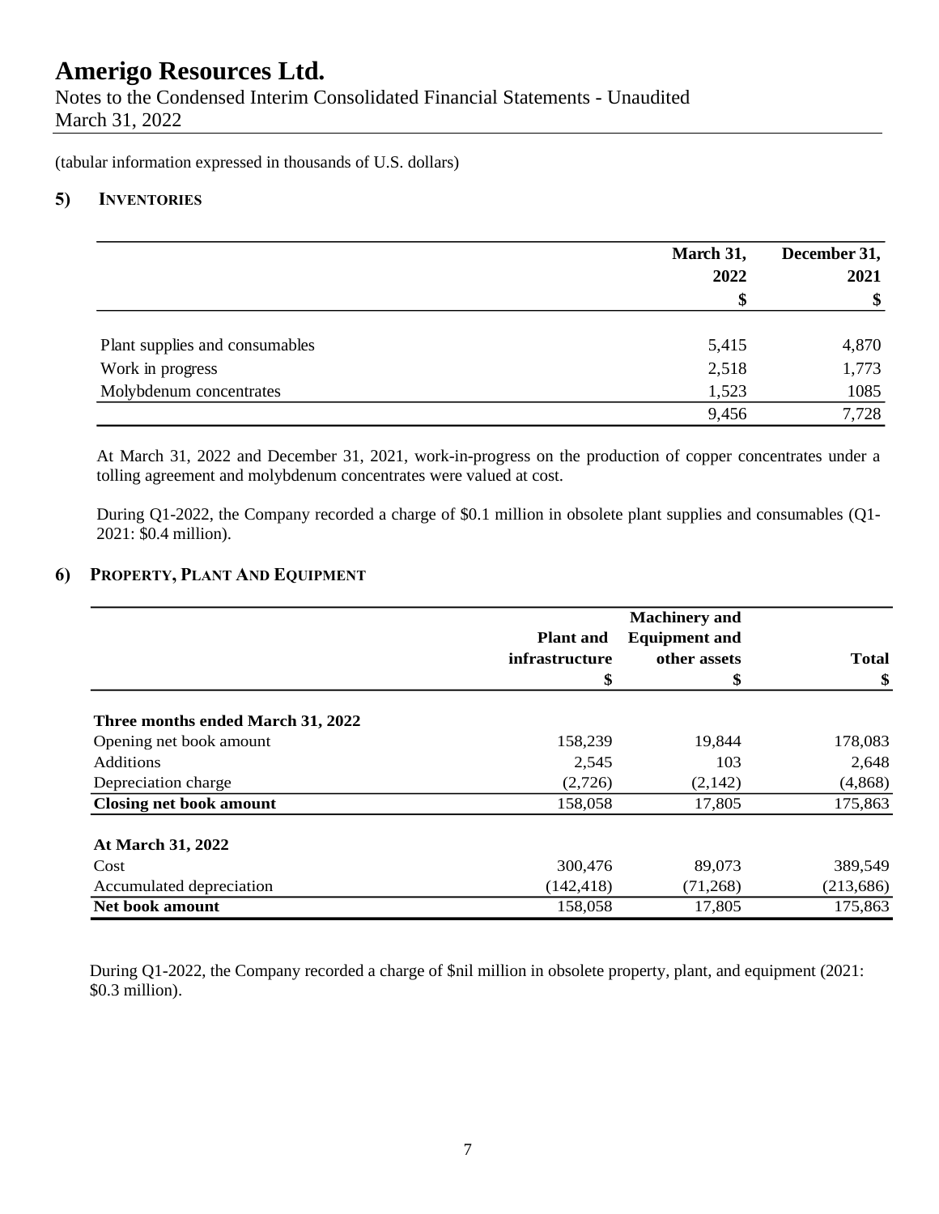# Amerigo Resources Ltd.

Notes to the Condensed Interim Consolidated Financial Statements - Unaudited
March 31, 2022

(tabular information expressed in thousands of U.S. dollars)

## 5) Inventories

| | March 31, 2022 $ | December 31, 2021 $ |
|---|---|---|
| Plant supplies and consumables | 5,415 | 4,870 |
| Work in progress | 2,518 | 1,773 |
| Molybdenum concentrates | 1,523 | 1085 |
| | 9,456 | 7,728 |

At March 31, 2022 and December 31, 2021, work-in-progress on the production of copper concentrates under a tolling agreement and molybdenum concentrates were valued at cost.

During Q1-2022, the Company recorded a charge of $0.1 million in obsolete plant supplies and consumables (Q1-2021: $0.4 million).

## 6) Property, Plant And Equipment

| | Plant and infrastructure $ | Machinery and Equipment and other assets $ | Total $ |
|---|---|---|---|
| **Three months ended March 31, 2022** | | | |
| Opening net book amount | 158,239 | 19,844 | 178,083 |
| Additions | 2,545 | 103 | 2,648 |
| Depreciation charge | (2,726) | (2,142) | (4,868) |
| **Closing net book amount** | 158,058 | 17,805 | 175,863 |
| **At March 31, 2022** | | | |
| Cost | 300,476 | 89,073 | 389,549 |
| Accumulated depreciation | (142,418) | (71,268) | (213,686) |
| **Net book amount** | 158,058 | 17,805 | 175,863 |

During Q1-2022, the Company recorded a charge of $nil million in obsolete property, plant, and equipment (2021: $0.3 million).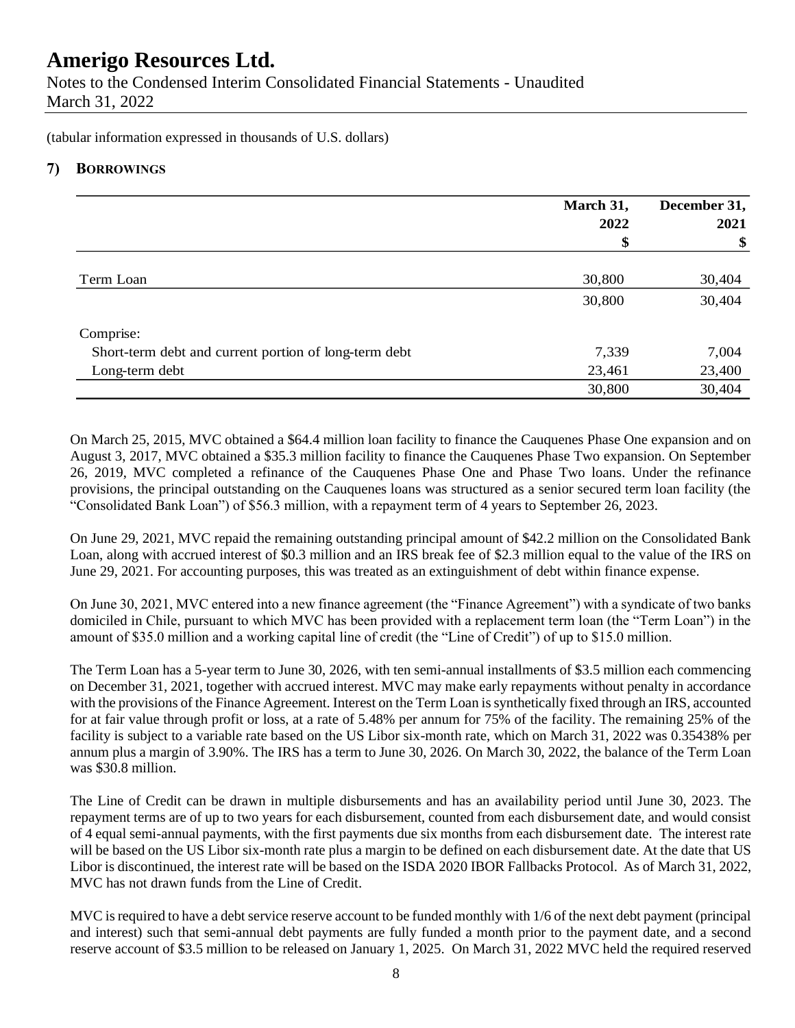(tabular information expressed in thousands of U.S. dollars)

## 7) Borrowings

| | March 31, 2022 $ | December 31, 2021 $ |
|---|---|---|
| Term Loan | 30,800 | 30,404 |
| | 30,800 | 30,404 |
| Comprise: | | |
| Short-term debt and current portion of long-term debt | 7,339 | 7,004 |
| Long-term debt | 23,461 | 23,400 |
| | 30,800 | 30,404 |

On March 25, 2015, MVC obtained a $64.4 million loan facility to finance the Cauquenes Phase One expansion and on August 3, 2017, MVC obtained a $35.3 million facility to finance the Cauquenes Phase Two expansion. On September 26, 2019, MVC completed a refinance of the Cauquenes Phase One and Phase Two loans. Under the refinance provisions, the principal outstanding on the Cauquenes loans was structured as a senior secured term loan facility (the "Consolidated Bank Loan") of $56.3 million, with a repayment term of 4 years to September 26, 2023.

On June 29, 2021, MVC repaid the remaining outstanding principal amount of $42.2 million on the Consolidated Bank Loan, along with accrued interest of $0.3 million and an IRS break fee of $2.3 million equal to the value of the IRS on June 29, 2021. For accounting purposes, this was treated as an extinguishment of debt within finance expense.

On June 30, 2021, MVC entered into a new finance agreement (the "Finance Agreement") with a syndicate of two banks domiciled in Chile, pursuant to which MVC has been provided with a replacement term loan (the "Term Loan") in the amount of $35.0 million and a working capital line of credit (the "Line of Credit") of up to $15.0 million.

The Term Loan has a 5-year term to June 30, 2026, with ten semi-annual installments of $3.5 million each commencing on December 31, 2021, together with accrued interest. MVC may make early repayments without penalty in accordance with the provisions of the Finance Agreement. Interest on the Term Loan is synthetically fixed through an IRS, accounted for at fair value through profit or loss, at a rate of 5.48% per annum for 75% of the facility. The remaining 25% of the facility is subject to a variable rate based on the US Libor six-month rate, which on March 31, 2022 was 0.35438% per annum plus a margin of 3.90%. The IRS has a term to June 30, 2026. On March 30, 2022, the balance of the Term Loan was $30.8 million.

The Line of Credit can be drawn in multiple disbursements and has an availability period until June 30, 2023. The repayment terms are of up to two years for each disbursement, counted from each disbursement date, and would consist of 4 equal semi-annual payments, with the first payments due six months from each disbursement date. The interest rate will be based on the US Libor six-month rate plus a margin to be defined on each disbursement date. At the date that US Libor is discontinued, the interest rate will be based on the ISDA 2020 IBOR Fallbacks Protocol. As of March 31, 2022, MVC has not drawn funds from the Line of Credit.

MVC is required to have a debt service reserve account to be funded monthly with 1/6 of the next debt payment (principal and interest) such that semi-annual debt payments are fully funded a month prior to the payment date, and a second reserve account of $3.5 million to be released on January 1, 2025. On March 31, 2022 MVC held the required reserved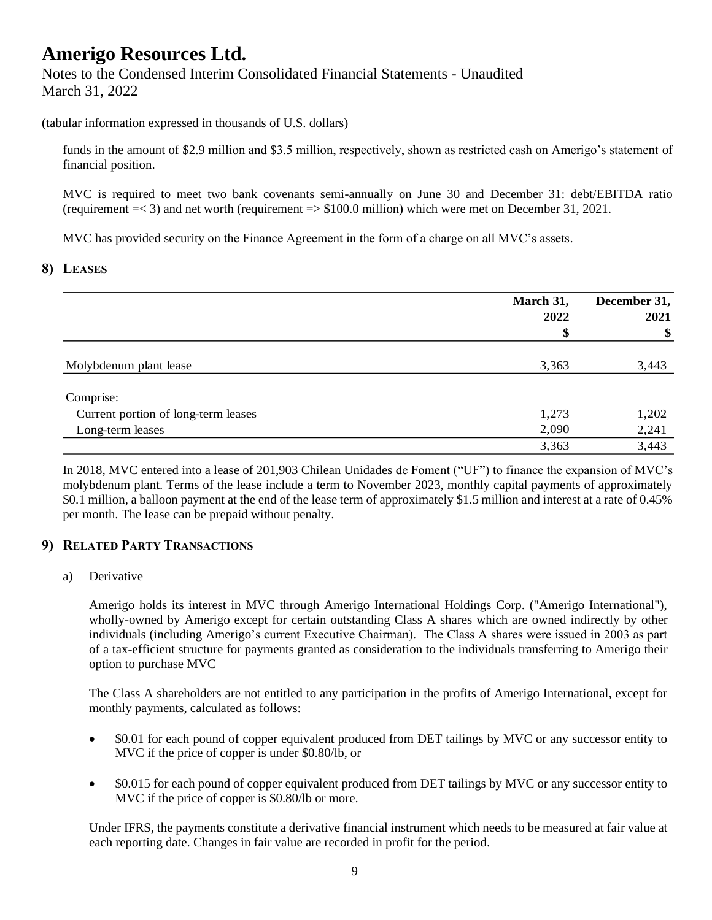(tabular information expressed in thousands of U.S. dollars)

funds in the amount of $2.9 million and $3.5 million, respectively, shown as restricted cash on Amerigo's statement of financial position.

MVC is required to meet two bank covenants semi-annually on June 30 and December 31: debt/EBITDA ratio (requirement =< 3) and net worth (requirement => $100.0 million) which were met on December 31, 2021.

MVC has provided security on the Finance Agreement in the form of a charge on all MVC's assets.

## 8) Leases

| | March 31, 2022 $ | December 31, 2021 $ |
|---|---|---|
| Molybdenum plant lease | 3,363 | 3,443 |
| Comprise: | | |
| Current portion of long-term leases | 1,273 | 1,202 |
| Long-term leases | 2,090 | 2,241 |
| | 3,363 | 3,443 |

In 2018, MVC entered into a lease of 201,903 Chilean Unidades de Foment ("UF") to finance the expansion of MVC's molybdenum plant. Terms of the lease include a term to November 2023, monthly capital payments of approximately $0.1 million, a balloon payment at the end of the lease term of approximately $1.5 million and interest at a rate of 0.45% per month. The lease can be prepaid without penalty.

## 9) Related Party Transactions

a) Derivative

Amerigo holds its interest in MVC through Amerigo International Holdings Corp. ("Amerigo International"), wholly-owned by Amerigo except for certain outstanding Class A shares which are owned indirectly by other individuals (including Amerigo's current Executive Chairman). The Class A shares were issued in 2003 as part of a tax-efficient structure for payments granted as consideration to the individuals transferring to Amerigo their option to purchase MVC

The Class A shareholders are not entitled to any participation in the profits of Amerigo International, except for monthly payments, calculated as follows:

- $0.01 for each pound of copper equivalent produced from DET tailings by MVC or any successor entity to MVC if the price of copper is under $0.80/lb, or
- $0.015 for each pound of copper equivalent produced from DET tailings by MVC or any successor entity to MVC if the price of copper is $0.80/lb or more.

Under IFRS, the payments constitute a derivative financial instrument which needs to be measured at fair value at each reporting date. Changes in fair value are recorded in profit for the period.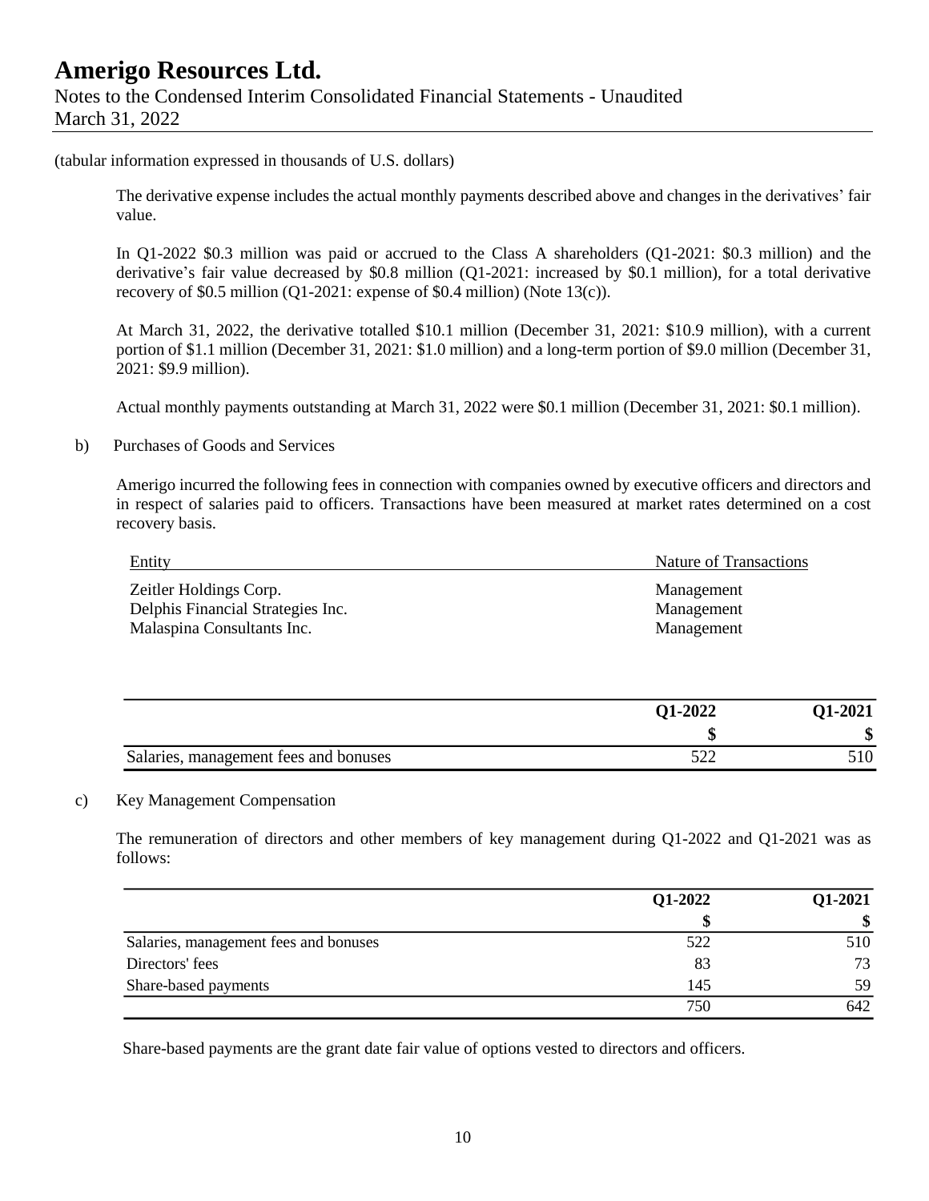(tabular information expressed in thousands of U.S. dollars)

The derivative expense includes the actual monthly payments described above and changes in the derivatives' fair value.

In Q1-2022 $0.3 million was paid or accrued to the Class A shareholders (Q1-2021: $0.3 million) and the derivative's fair value decreased by $0.8 million (Q1-2021: increased by $0.1 million), for a total derivative recovery of $0.5 million (Q1-2021: expense of $0.4 million) (Note 13(c)).

At March 31, 2022, the derivative totalled $10.1 million (December 31, 2021: $10.9 million), with a current portion of $1.1 million (December 31, 2021: $1.0 million) and a long-term portion of $9.0 million (December 31, 2021: $9.9 million).

Actual monthly payments outstanding at March 31, 2022 were $0.1 million (December 31, 2021: $0.1 million).

b) Purchases of Goods and Services

Amerigo incurred the following fees in connection with companies owned by executive officers and directors and in respect of salaries paid to officers. Transactions have been measured at market rates determined on a cost recovery basis.

| Entity | Nature of Transactions |
|---|---|
| Zeitler Holdings Corp. | Management |
| Delphis Financial Strategies Inc. | Management |
| Malaspina Consultants Inc. | Management |

| | Q1-2022 | Q1-2021 |
|---|---|---|
| | $ | $ |
| Salaries, management fees and bonuses | 522 | 510 |

c) Key Management Compensation

The remuneration of directors and other members of key management during Q1-2022 and Q1-2021 was as follows:

| | Q1-2022 | Q1-2021 |
|---|---|---|
| | $ | $ |
| Salaries, management fees and bonuses | 522 | 510 |
| Directors' fees | 83 | 73 |
| Share-based payments | 145 | 59 |
| | 750 | 642 |

Share-based payments are the grant date fair value of options vested to directors and officers.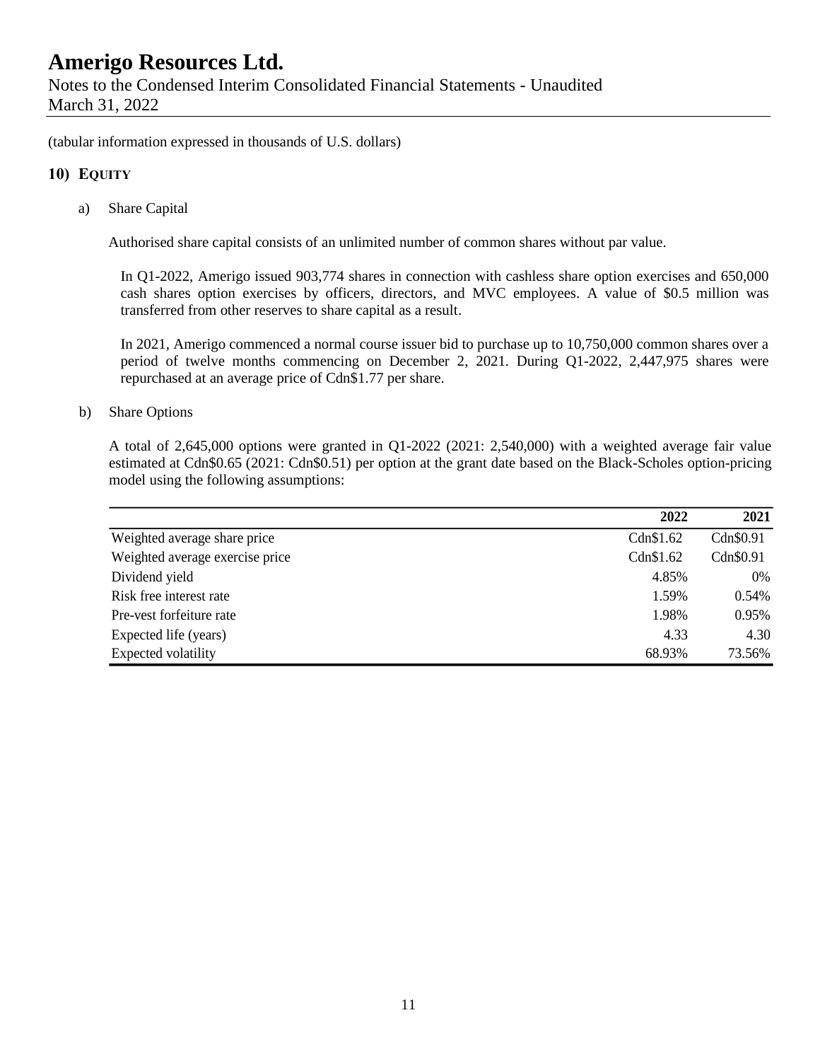(tabular information expressed in thousands of U.S. dollars)

## 10) EQUITY

a) Share Capital

Authorised share capital consists of an unlimited number of common shares without par value.

In Q1-2022, Amerigo issued 903,774 shares in connection with cashless share option exercises and 650,000 cash shares option exercises by officers, directors, and MVC employees. A value of $0.5 million was transferred from other reserves to share capital as a result.

In 2021, Amerigo commenced a normal course issuer bid to purchase up to 10,750,000 common shares over a period of twelve months commencing on December 2, 2021. During Q1-2022, 2,447,975 shares were repurchased at an average price of Cdn$1.77 per share.

b) Share Options

A total of 2,645,000 options were granted in Q1-2022 (2021: 2,540,000) with a weighted average fair value estimated at Cdn$0.65 (2021: Cdn$0.51) per option at the grant date based on the Black-Scholes option-pricing model using the following assumptions:

| | **2022** | **2021** |
|---|---|---|
| Weighted average share price | Cdn$1.62 | Cdn$0.91 |
| Weighted average exercise price | Cdn$1.62 | Cdn$0.91 |
| Dividend yield | 4.85% | 0% |
| Risk free interest rate | 1.59% | 0.54% |
| Pre-vest forfeiture rate | 1.98% | 0.95% |
| Expected life (years) | 4.33 | 4.30 |
| Expected volatility | 68.93% | 73.56% |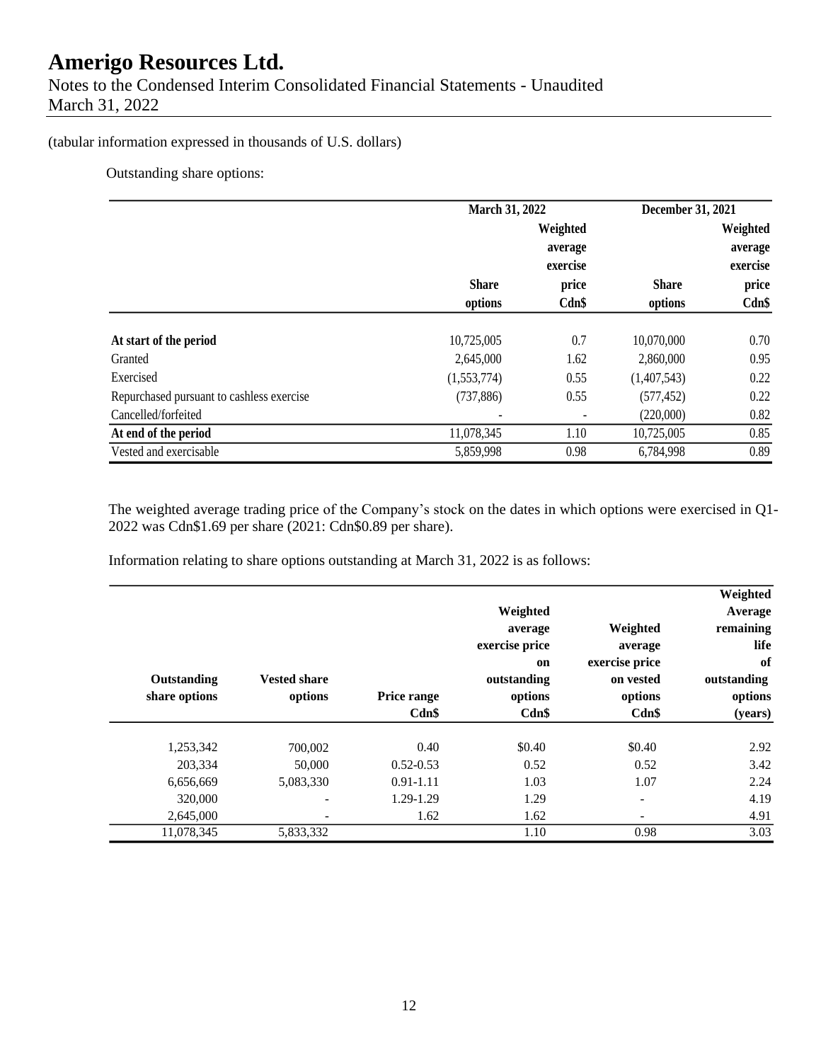(tabular information expressed in thousands of U.S. dollars)

Outstanding share options:

| | March 31, 2022 | | December 31, 2021 | |
|---|---|---|---|---|
| | Share options | Weighted average exercise price Cdn$ | Share options | Weighted average exercise price Cdn$ |
| **At start of the period** | 10,725,005 | 0.7 | 10,070,000 | 0.70 |
| Granted | 2,645,000 | 1.62 | 2,860,000 | 0.95 |
| Exercised | (1,553,774) | 0.55 | (1,407,543) | 0.22 |
| Repurchased pursuant to cashless exercise | (737,886) | 0.55 | (577,452) | 0.22 |
| Cancelled/forfeited | - | - | (220,000) | 0.82 |
| **At end of the period** | 11,078,345 | 1.10 | 10,725,005 | 0.85 |
| Vested and exercisable | 5,859,998 | 0.98 | 6,784,998 | 0.89 |

The weighted average trading price of the Company's stock on the dates in which options were exercised in Q1-2022 was Cdn$1.69 per share (2021: Cdn$0.89 per share).

Information relating to share options outstanding at March 31, 2022 is as follows:

| Outstanding share options | Vested share options | Price range Cdn$ | Weighted average exercise price on outstanding options Cdn$ | Weighted average exercise price on vested options Cdn$ | Weighted Average remaining life of outstanding options (years) |
|---|---|---|---|---|---|
| 1,253,342 | 700,002 | 0.40 | $0.40 | $0.40 | 2.92 |
| 203,334 | 50,000 | 0.52-0.53 | 0.52 | 0.52 | 3.42 |
| 6,656,669 | 5,083,330 | 0.91-1.11 | 1.03 | 1.07 | 2.24 |
| 320,000 | - | 1.29-1.29 | 1.29 | - | 4.19 |
| 2,645,000 | - | 1.62 | 1.62 | - | 4.91 |
| 11,078,345 | 5,833,332 | | 1.10 | 0.98 | 3.03 |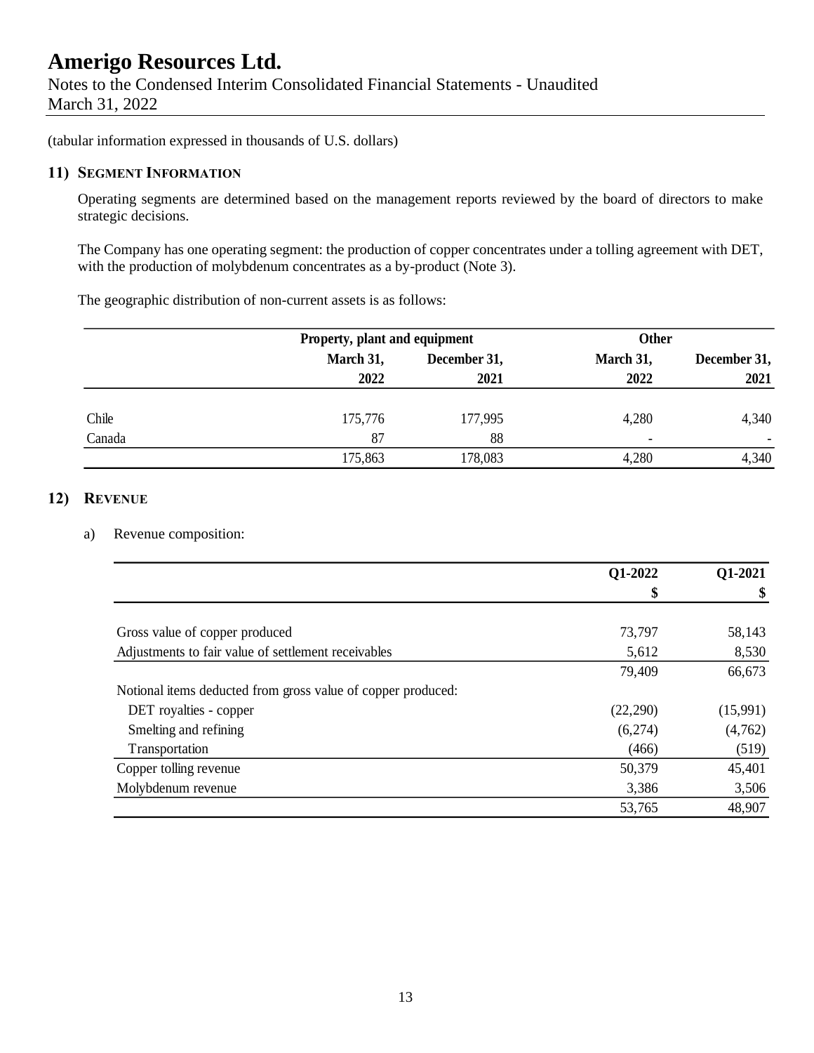# Amerigo Resources Ltd.

Notes to the Condensed Interim Consolidated Financial Statements - Unaudited
March 31, 2022

(tabular information expressed in thousands of U.S. dollars)

## 11) Segment Information

Operating segments are determined based on the management reports reviewed by the board of directors to make strategic decisions.

The Company has one operating segment: the production of copper concentrates under a tolling agreement with DET, with the production of molybdenum concentrates as a by-product (Note 3).

The geographic distribution of non-current assets is as follows:

| | Property, plant and equipment | | Other | |
|---|---|---|---|---|
| | March 31, 2022 | December 31, 2021 | March 31, 2022 | December 31, 2021 |
| Chile | 175,776 | 177,995 | 4,280 | 4,340 |
| Canada | 87 | 88 | - | - |
| | 175,863 | 178,083 | 4,280 | 4,340 |

## 12) Revenue

a) Revenue composition:

| | Q1-2022 | Q1-2021 |
|---|---|---|
| | $ | $ |
| Gross value of copper produced | 73,797 | 58,143 |
| Adjustments to fair value of settlement receivables | 5,612 | 8,530 |
| | 79,409 | 66,673 |
| Notional items deducted from gross value of copper produced: | | |
| DET royalties - copper | (22,290) | (15,991) |
| Smelting and refining | (6,274) | (4,762) |
| Transportation | (466) | (519) |
| Copper tolling revenue | 50,379 | 45,401 |
| Molybdenum revenue | 3,386 | 3,506 |
| | 53,765 | 48,907 |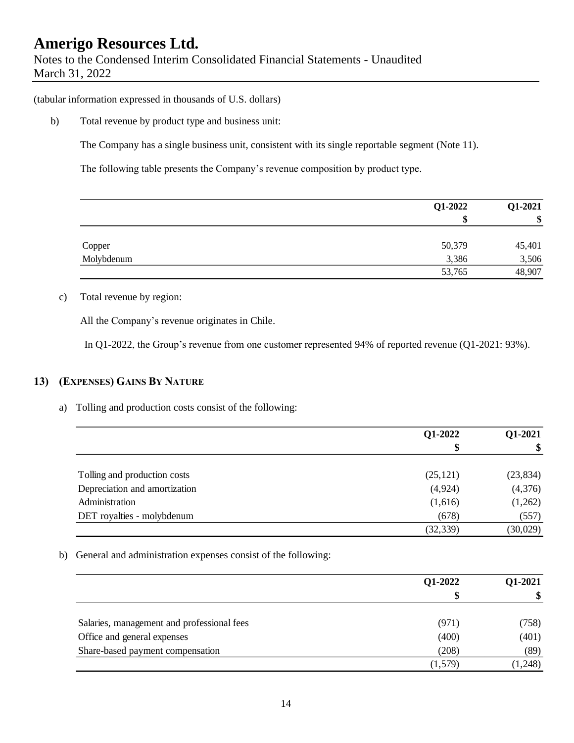(tabular information expressed in thousands of U.S. dollars)

b) Total revenue by product type and business unit:

The Company has a single business unit, consistent with its single reportable segment (Note 11).

The following table presents the Company's revenue composition by product type.

| | Q1-2022 | Q1-2021 |
|---|---|---|
| | $ | $ |
| Copper | 50,379 | 45,401 |
| Molybdenum | 3,386 | 3,506 |
| | 53,765 | 48,907 |

c) Total revenue by region:

All the Company's revenue originates in Chile.

In Q1-2022, the Group's revenue from one customer represented 94% of reported revenue (Q1-2021: 93%).

## 13) (EXPENSES) GAINS BY NATURE

a) Tolling and production costs consist of the following:

| | Q1-2022 | Q1-2021 |
|---|---|---|
| | $ | $ |
| Tolling and production costs | (25,121) | (23,834) |
| Depreciation and amortization | (4,924) | (4,376) |
| Administration | (1,616) | (1,262) |
| DET royalties - molybdenum | (678) | (557) |
| | (32,339) | (30,029) |

b) General and administration expenses consist of the following:

| | Q1-2022 | Q1-2021 |
|---|---|---|
| | $ | $ |
| Salaries, management and professional fees | (971) | (758) |
| Office and general expenses | (400) | (401) |
| Share-based payment compensation | (208) | (89) |
| | (1,579) | (1,248) |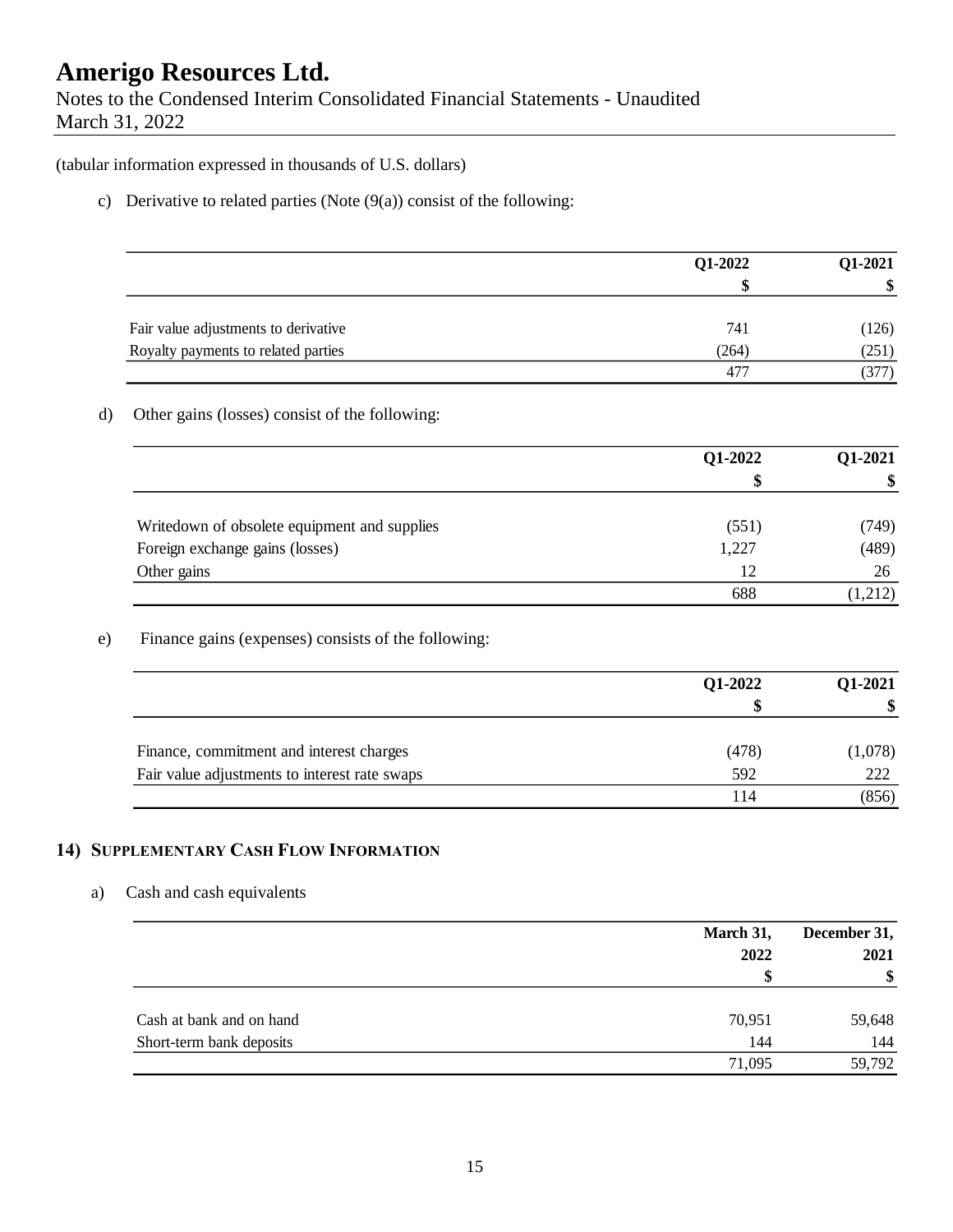(tabular information expressed in thousands of U.S. dollars)

c) Derivative to related parties (Note (9(a)) consist of the following:

| | Q1-2022 | Q1-2021 |
|---|---|---|
| | $ | $ |
| Fair value adjustments to derivative | 741 | (126) |
| Royalty payments to related parties | (264) | (251) |
| | 477 | (377) |

d) Other gains (losses) consist of the following:

| | Q1-2022 | Q1-2021 |
|---|---|---|
| | $ | $ |
| Writedown of obsolete equipment and supplies | (551) | (749) |
| Foreign exchange gains (losses) | 1,227 | (489) |
| Other gains | 12 | 26 |
| | 688 | (1,212) |

e) Finance gains (expenses) consists of the following:

| | Q1-2022 | Q1-2021 |
|---|---|---|
| | $ | $ |
| Finance, commitment and interest charges | (478) | (1,078) |
| Fair value adjustments to interest rate swaps | 592 | 222 |
| | 114 | (856) |

## 14) Supplementary Cash Flow Information

a) Cash and cash equivalents

| | March 31, 2022 | December 31, 2021 |
|---|---|---|
| | $ | $ |
| Cash at bank and on hand | 70,951 | 59,648 |
| Short-term bank deposits | 144 | 144 |
| | 71,095 | 59,792 |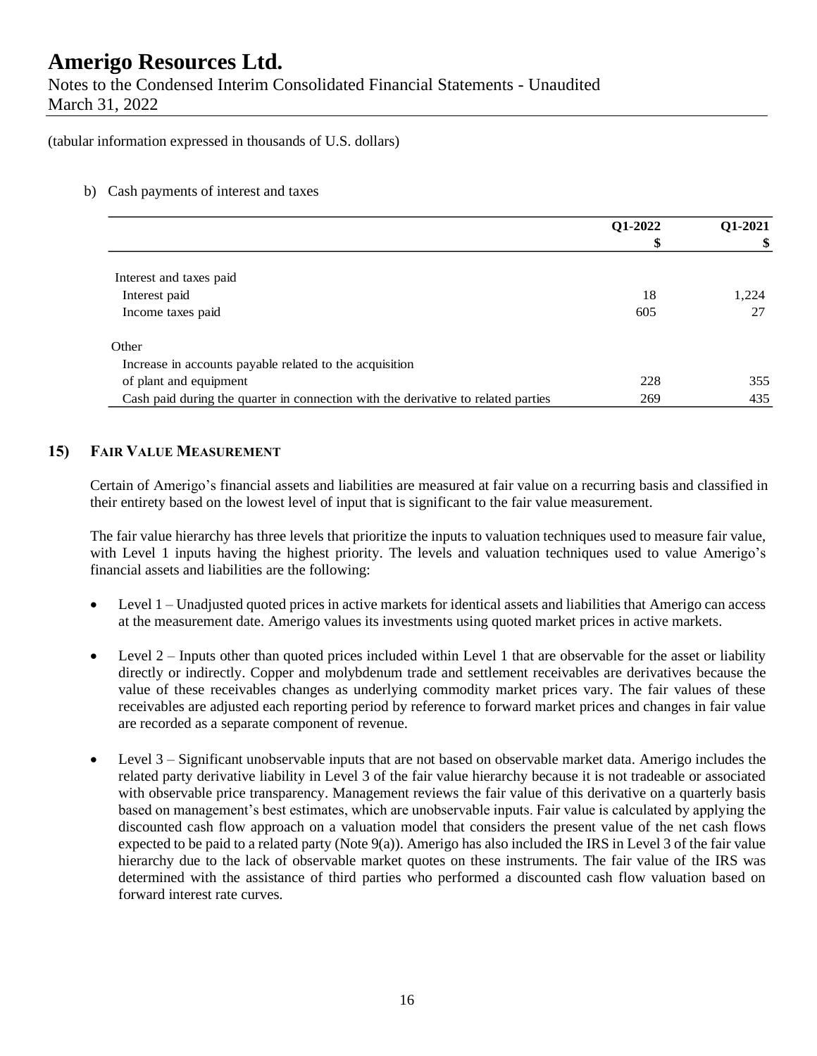(tabular information expressed in thousands of U.S. dollars)

b) Cash payments of interest and taxes

| | Q1-2022 | Q1-2021 |
|---|---|---|
| | $ | $ |
| Interest and taxes paid | | |
| Interest paid | 18 | 1,224 |
| Income taxes paid | 605 | 27 |
| Other | | |
| Increase in accounts payable related to the acquisition of plant and equipment | 228 | 355 |
| Cash paid during the quarter in connection with the derivative to related parties | 269 | 435 |

## 15) FAIR VALUE MEASUREMENT

Certain of Amerigo's financial assets and liabilities are measured at fair value on a recurring basis and classified in their entirety based on the lowest level of input that is significant to the fair value measurement.

The fair value hierarchy has three levels that prioritize the inputs to valuation techniques used to measure fair value, with Level 1 inputs having the highest priority. The levels and valuation techniques used to value Amerigo's financial assets and liabilities are the following:

- Level 1 – Unadjusted quoted prices in active markets for identical assets and liabilities that Amerigo can access at the measurement date. Amerigo values its investments using quoted market prices in active markets.
- Level 2 – Inputs other than quoted prices included within Level 1 that are observable for the asset or liability directly or indirectly. Copper and molybdenum trade and settlement receivables are derivatives because the value of these receivables changes as underlying commodity market prices vary. The fair values of these receivables are adjusted each reporting period by reference to forward market prices and changes in fair value are recorded as a separate component of revenue.
- Level 3 – Significant unobservable inputs that are not based on observable market data. Amerigo includes the related party derivative liability in Level 3 of the fair value hierarchy because it is not tradeable or associated with observable price transparency. Management reviews the fair value of this derivative on a quarterly basis based on management's best estimates, which are unobservable inputs. Fair value is calculated by applying the discounted cash flow approach on a valuation model that considers the present value of the net cash flows expected to be paid to a related party (Note 9(a)). Amerigo has also included the IRS in Level 3 of the fair value hierarchy due to the lack of observable market quotes on these instruments. The fair value of the IRS was determined with the assistance of third parties who performed a discounted cash flow valuation based on forward interest rate curves.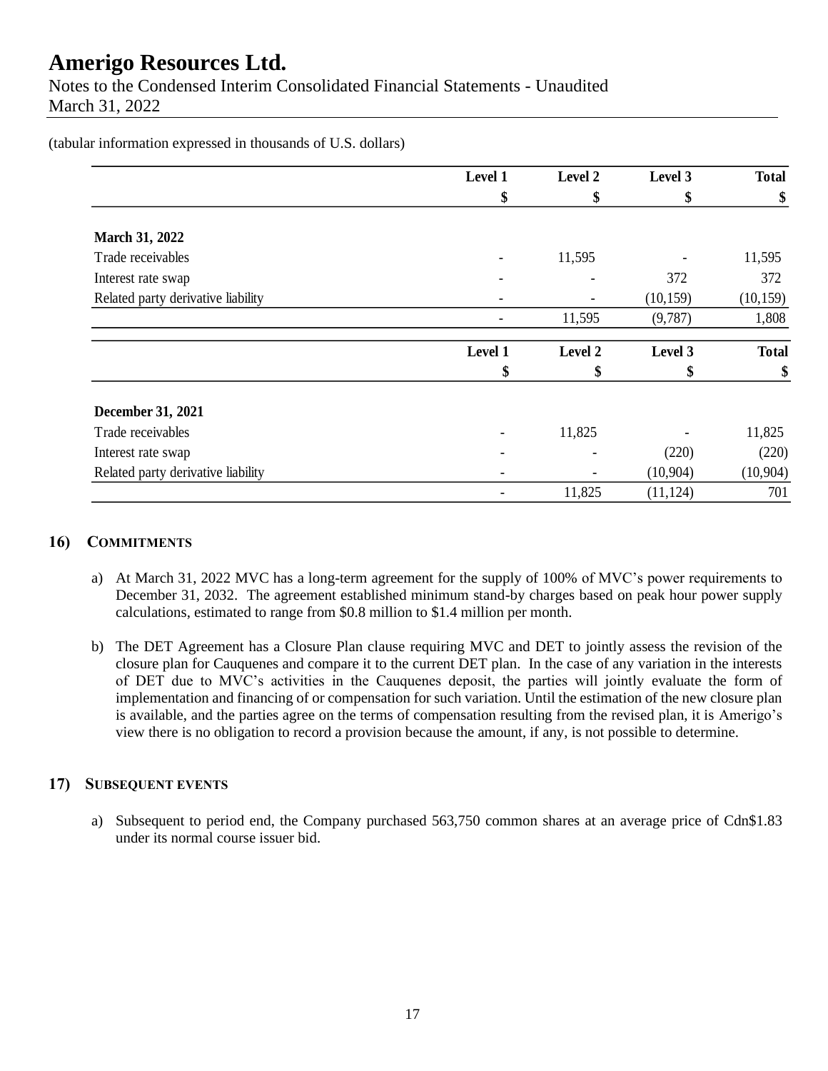(tabular information expressed in thousands of U.S. dollars)

| | Level 1 | Level 2 | Level 3 | Total |
|---|---|---|---|---|
| | $ | $ | $ | $ |
| **March 31, 2022** | | | | |
| Trade receivables | - | 11,595 | - | 11,595 |
| Interest rate swap | - | - | 372 | 372 |
| Related party derivative liability | - | - | (10,159) | (10,159) |
| | - | 11,595 | (9,787) | 1,808 |

| | Level 1 | Level 2 | Level 3 | Total |
|---|---|---|---|---|
| | $ | $ | $ | $ |
| **December 31, 2021** | | | | |
| Trade receivables | - | 11,825 | - | 11,825 |
| Interest rate swap | - | - | (220) | (220) |
| Related party derivative liability | - | - | (10,904) | (10,904) |
| | - | 11,825 | (11,124) | 701 |

## 16) COMMITMENTS

a) At March 31, 2022 MVC has a long-term agreement for the supply of 100% of MVC's power requirements to December 31, 2032. The agreement established minimum stand-by charges based on peak hour power supply calculations, estimated to range from $0.8 million to $1.4 million per month.

b) The DET Agreement has a Closure Plan clause requiring MVC and DET to jointly assess the revision of the closure plan for Cauquenes and compare it to the current DET plan. In the case of any variation in the interests of DET due to MVC's activities in the Cauquenes deposit, the parties will jointly evaluate the form of implementation and financing of or compensation for such variation. Until the estimation of the new closure plan is available, and the parties agree on the terms of compensation resulting from the revised plan, it is Amerigo's view there is no obligation to record a provision because the amount, if any, is not possible to determine.

## 17) SUBSEQUENT EVENTS

a) Subsequent to period end, the Company purchased 563,750 common shares at an average price of Cdn$1.83 under its normal course issuer bid.